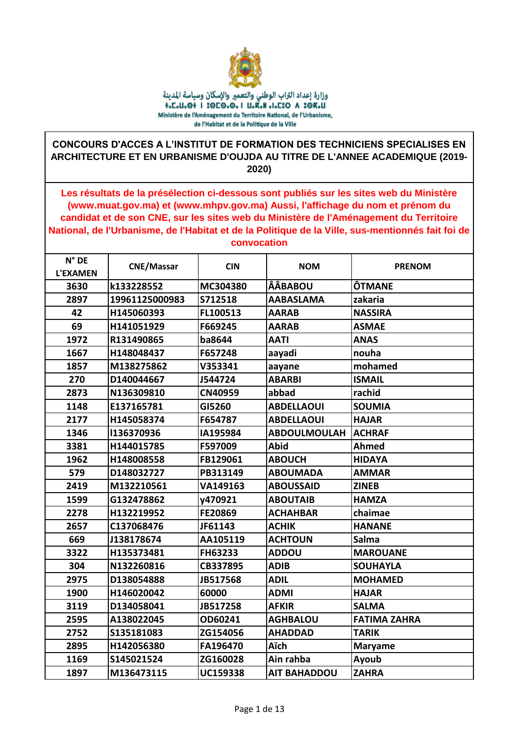وزارة إعداد التراب الوطني والتعمير والإسكان وسياسة المدينة

ⵜⴰⵎⴰⵡⴰⵙⵜ ⵏ ⵓⵙⵡⵓⴷⴷⵓ ⵏ ⵓⴽⴰⵍ ⴰⵏⴰⵎⵓⵔ ⴷ ⵓⵙⵏⵓⴱⴳ

Ministère de l'Aménagement du Territoire National, de l'Urbanisme, de l'Habitat et de la Politique de la Ville

## CONCOURS D'ACCES A L'INSTITUT DE FORMATION DES TECHNICIENS SPECIALISES EN ARCHITECTURE ET EN URBANISME D'OUJDA AU TITRE DE L'ANNEE ACADEMIQUE (2019-2020)

**Les résultats de la présélection ci-dessous sont publiés sur les sites web du Ministère (www.muat.gov.ma) et (www.mhpv.gov.ma) Aussi, l'affichage du nom et prénom du candidat et de son CNE, sur les sites web du Ministère de l'Aménagement du Territoire National, de l'Urbanisme, de l'Habitat et de la Politique de la Ville, sus-mentionnés fait foi de convocation**

| N° DE L'EXAMEN | CNE/Massar | CIN | NOM | PRENOM |
|---|---|---|---|---|
| 3630 | k133228552 | MC304380 | ÂÂBABOU | ÔTMANE |
| 2897 | 19961125000983 | S712518 | AABASLAMA | zakaria |
| 42 | H145060393 | FL100513 | AARAB | NASSIRA |
| 69 | H141051929 | F669245 | AARAB | ASMAE |
| 1972 | R131490865 | ba8644 | AATI | ANAS |
| 1667 | H148048437 | F657248 | aayadi | nouha |
| 1857 | M138275862 | V353341 | aayane | mohamed |
| 270 | D140044667 | J544724 | ABARBI | ISMAIL |
| 2873 | N136309810 | CN40959 | abbad | rachid |
| 1148 | E137165781 | GI5260 | ABDELLAOUI | SOUMIA |
| 2177 | H145058374 | F654787 | ABDELLAOUI | HAJAR |
| 1346 | I136370936 | IA195984 | ABDOULMOULAH | ACHRAF |
| 3381 | H144015785 | F597009 | Abid | Ahmed |
| 1962 | H148008558 | FB129061 | ABOUCH | HIDAYA |
| 579 | D148032727 | PB313149 | ABOUMADA | AMMAR |
| 2419 | M132210561 | VA149163 | ABOUSSAID | ZINEB |
| 1599 | G132478862 | y470921 | ABOUTAIB | HAMZA |
| 2278 | H132219952 | FE20869 | ACHAHBAR | chaimae |
| 2657 | C137068476 | JF61143 | ACHIK | HANANE |
| 669 | J138178674 | AA105119 | ACHTOUN | Salma |
| 3322 | H135373481 | FH63233 | ADDOU | MAROUANE |
| 304 | N132260816 | CB337895 | ADIB | SOUHAYLA |
| 2975 | D138054888 | JB517568 | ADIL | MOHAMED |
| 1900 | H146020042 | 60000 | ADMI | HAJAR |
| 3119 | D134058041 | JB517258 | AFKIR | SALMA |
| 2595 | A138022045 | OD60241 | AGHBALOU | FATIMA ZAHRA |
| 2752 | S135181083 | ZG154056 | AHADDAD | TARIK |
| 2895 | H142056380 | FA196470 | Aïch | Maryame |
| 1169 | S145021524 | ZG160028 | Ain rahba | Ayoub |
| 1897 | M136473115 | UC159338 | AIT BAHADDOU | ZAHRA |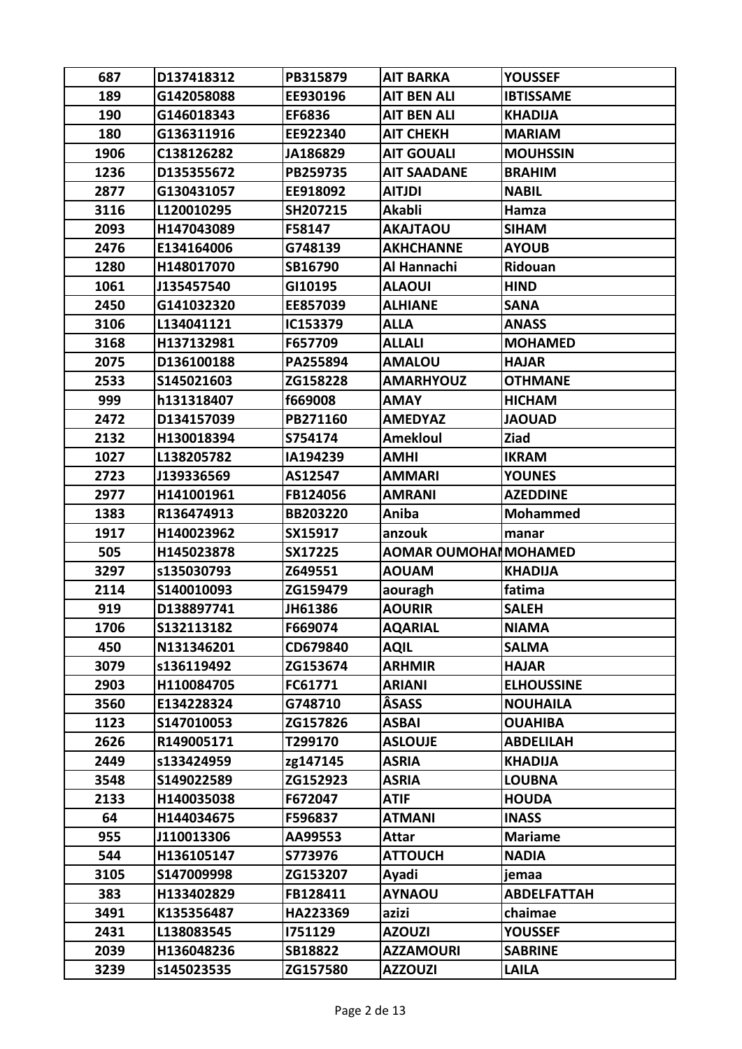| 687 | D137418312 | PB315879 | AIT BARKA | YOUSSEF |
|---|---|---|---|---|
| 189 | G142058088 | EE930196 | AIT BEN ALI | IBTISSAME |
| 190 | G146018343 | EF6836 | AIT BEN ALI | KHADIJA |
| 180 | G136311916 | EE922340 | AIT CHEKH | MARIAM |
| 1906 | C138126282 | JA186829 | AIT GOUALI | MOUHSSIN |
| 1236 | D135355672 | PB259735 | AIT SAADANE | BRAHIM |
| 2877 | G130431057 | EE918092 | AITJDI | NABIL |
| 3116 | L120010295 | SH207215 | Akabli | Hamza |
| 2093 | H147043089 | F58147 | AKAJTAOU | SIHAM |
| 2476 | E134164006 | G748139 | AKHCHANNE | AYOUB |
| 1280 | H148017070 | SB16790 | Al Hannachi | Ridouan |
| 1061 | J135457540 | GI10195 | ALAOUI | HIND |
| 2450 | G141032320 | EE857039 | ALHIANE | SANA |
| 3106 | L134041121 | IC153379 | ALLA | ANASS |
| 3168 | H137132981 | F657709 | ALLALI | MOHAMED |
| 2075 | D136100188 | PA255894 | AMALOU | HAJAR |
| 2533 | S145021603 | ZG158228 | AMARHYOUZ | OTHMANE |
| 999 | h131318407 | f669008 | AMAY | HICHAM |
| 2472 | D134157039 | PB271160 | AMEDYAZ | JAOUAD |
| 2132 | H130018394 | S754174 | Amekloul | Ziad |
| 1027 | L138205782 | IA194239 | AMHI | IKRAM |
| 2723 | J139336569 | AS12547 | AMMARI | YOUNES |
| 2977 | H141001961 | FB124056 | AMRANI | AZEDDINE |
| 1383 | R136474913 | BB203220 | Aniba | Mohammed |
| 1917 | H140023962 | SX15917 | anzouk | manar |
| 505 | H145023878 | SX17225 | AOMAR OUMOHAI | MOHAMED |
| 3297 | s135030793 | Z649551 | AOUAM | KHADIJA |
| 2114 | S140010093 | ZG159479 | aouragh | fatima |
| 919 | D138897741 | JH61386 | AOURIR | SALEH |
| 1706 | S132113182 | F669074 | AQARIAL | NIAMA |
| 450 | N131346201 | CD679840 | AQIL | SALMA |
| 3079 | s136119492 | ZG153674 | ARHMIR | HAJAR |
| 2903 | H110084705 | FC61771 | ARIANI | ELHOUSSINE |
| 3560 | E134228324 | G748710 | ÂSASS | NOUHAILA |
| 1123 | S147010053 | ZG157826 | ASBAI | OUAHIBA |
| 2626 | R149005171 | T299170 | ASLOUJE | ABDELILAH |
| 2449 | s133424959 | zg147145 | ASRIA | KHADIJA |
| 3548 | S149022589 | ZG152923 | ASRIA | LOUBNA |
| 2133 | H140035038 | F672047 | ATIF | HOUDA |
| 64 | H144034675 | F596837 | ATMANI | INASS |
| 955 | J110013306 | AA99553 | Attar | Mariame |
| 544 | H136105147 | S773976 | ATTOUCH | NADIA |
| 3105 | S147009998 | ZG153207 | Ayadi | jemaa |
| 383 | H133402829 | FB128411 | AYNAOU | ABDELFATTAH |
| 3491 | K135356487 | HA223369 | azizi | chaimae |
| 2431 | L138083545 | I751129 | AZOUZI | YOUSSEF |
| 2039 | H136048236 | SB18822 | AZZAMOURI | SABRINE |
| 3239 | s145023535 | ZG157580 | AZZOUZI | LAILA |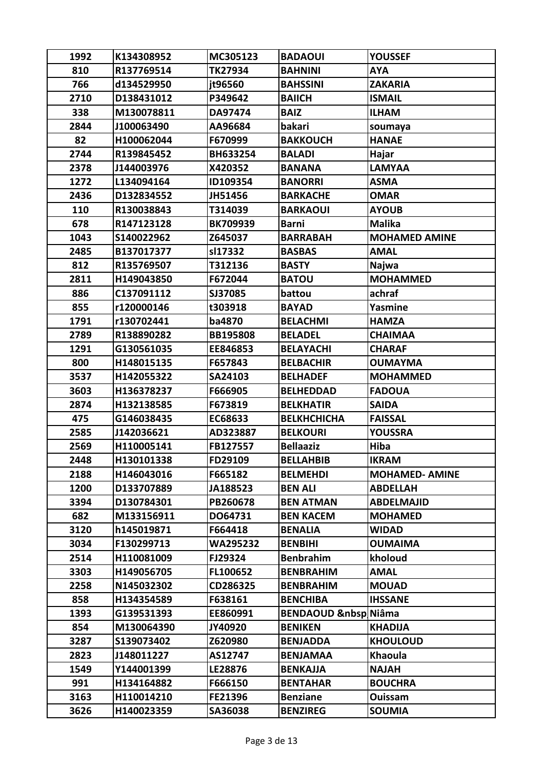| 1992 | K134308952 | MC305123 | BADAOUI | YOUSSEF |
|---|---|---|---|---|
| 810 | R137769514 | TK27934 | BAHNINI | AYA |
| 766 | d134529950 | jt96560 | BAHSSINI | ZAKARIA |
| 2710 | D138431012 | P349642 | BAIICH | ISMAIL |
| 338 | M130078811 | DA97474 | BAIZ | ILHAM |
| 2844 | J100063490 | AA96684 | bakari | soumaya |
| 82 | H100062044 | F670999 | BAKKOUCH | HANAE |
| 2744 | R139845452 | BH633254 | BALADI | Hajar |
| 2378 | J144003976 | X420352 | BANANA | LAMYAA |
| 1272 | L134094164 | ID109354 | BANORRI | ASMA |
| 2436 | D132834552 | JH51456 | BARKACHE | OMAR |
| 110 | R130038843 | T314039 | BARKAOUI | AYOUB |
| 678 | R147123128 | BK709939 | Barni | Malika |
| 1043 | S140022962 | Z645037 | BARRABAH | MOHAMED AMINE |
| 2485 | B137017377 | sl17332 | BASBAS | AMAL |
| 812 | R135769507 | T312136 | BASTY | Najwa |
| 2811 | H149043850 | F672044 | BATOU | MOHAMMED |
| 886 | C137091112 | SJ37085 | battou | achraf |
| 855 | r120000146 | t303918 | BAYAD | Yasmine |
| 1791 | r130702441 | ba4870 | BELACHMI | HAMZA |
| 2789 | R138890282 | BB195808 | BELADEL | CHAIMAA |
| 1291 | G130561035 | EE846853 | BELAYACHI | CHARAF |
| 800 | H148015135 | F657843 | BELBACHIR | OUMAYMA |
| 3537 | H142055322 | SA24103 | BELHADEF | MOHAMMED |
| 3603 | H136378237 | F666905 | BELHEDDAD | FADOUA |
| 2874 | H132138585 | F673819 | BELKHATIR | SAIDA |
| 475 | G146038435 | EC68633 | BELKHCHICHA | FAISSAL |
| 2585 | J142036621 | AD323887 | BELKOURI | YOUSSRA |
| 2569 | H110005141 | FB127557 | Bellaaziz | Hiba |
| 2448 | H130101338 | FD29109 | BELLAHBIB | IKRAM |
| 2188 | H146043016 | F665182 | BELMEHDI | MOHAMED- AMINE |
| 1200 | D133707889 | JA188523 | BEN ALI | ABDELLAH |
| 3394 | D130784301 | PB260678 | BEN ATMAN | ABDELMAJID |
| 682 | M133156911 | DO64731 | BEN KACEM | MOHAMED |
| 3120 | h145019871 | F664418 | BENALIA | WIDAD |
| 3034 | F130299713 | WA295232 | BENBIHI | OUMAIMA |
| 2514 | H110081009 | FJ29324 | Benbrahim | kholoud |
| 3303 | H149056705 | FL100652 | BENBRAHIM | AMAL |
| 2258 | N145032302 | CD286325 | BENBRAHIM | MOUAD |
| 858 | H134354589 | F638161 | BENCHIBA | IHSSANE |
| 1393 | G139531393 | EE860991 | BENDAOUD &nbsp | Niâma |
| 854 | M130064390 | JY40920 | BENIKEN | KHADIJA |
| 3287 | S139073402 | Z620980 | BENJADDA | KHOULOUD |
| 2823 | J148011227 | AS12747 | BENJAMAA | Khaoula |
| 1549 | Y144001399 | LE28876 | BENKAJJA | NAJAH |
| 991 | H134164882 | F666150 | BENTAHAR | BOUCHRA |
| 3163 | H110014210 | FE21396 | Benziane | Ouissam |
| 3626 | H140023359 | SA36038 | BENZIREG | SOUMIA |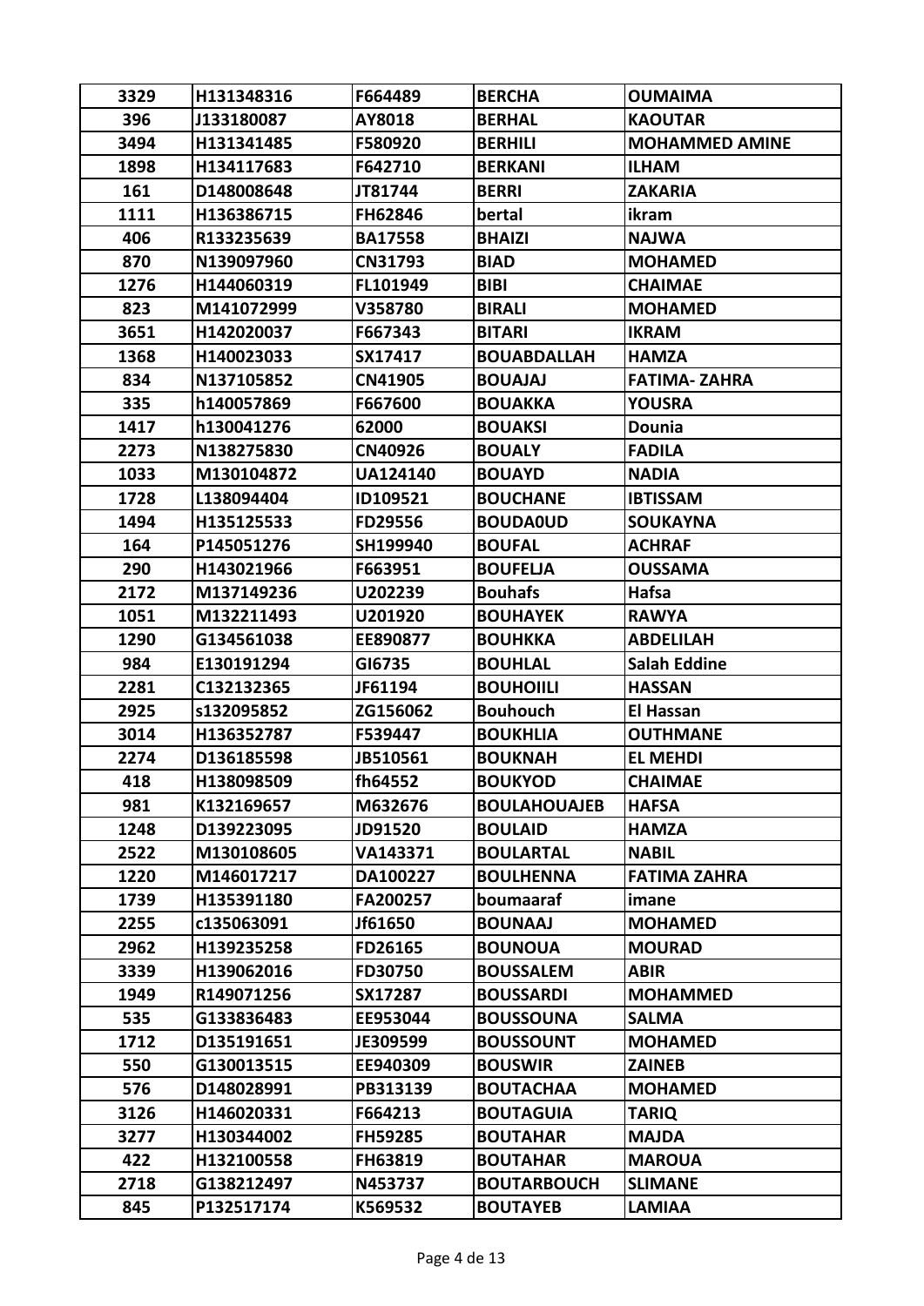| 3329 | H131348316 | F664489 | BERCHA | OUMAIMA |
|---|---|---|---|---|
| 396 | J133180087 | AY8018 | BERHAL | KAOUTAR |
| 3494 | H131341485 | F580920 | BERHILI | MOHAMMED AMINE |
| 1898 | H134117683 | F642710 | BERKANI | ILHAM |
| 161 | D148008648 | JT81744 | BERRI | ZAKARIA |
| 1111 | H136386715 | FH62846 | bertal | ikram |
| 406 | R133235639 | BA17558 | BHAIZI | NAJWA |
| 870 | N139097960 | CN31793 | BIAD | MOHAMED |
| 1276 | H144060319 | FL101949 | BIBI | CHAIMAE |
| 823 | M141072999 | V358780 | BIRALI | MOHAMED |
| 3651 | H142020037 | F667343 | BITARI | IKRAM |
| 1368 | H140023033 | SX17417 | BOUABDALLAH | HAMZA |
| 834 | N137105852 | CN41905 | BOUAJAJ | FATIMA- ZAHRA |
| 335 | h140057869 | F667600 | BOUAKKA | YOUSRA |
| 1417 | h130041276 | 62000 | BOUAKSI | Dounia |
| 2273 | N138275830 | CN40926 | BOUALY | FADILA |
| 1033 | M130104872 | UA124140 | BOUAYD | NADIA |
| 1728 | L138094404 | ID109521 | BOUCHANE | IBTISSAM |
| 1494 | H135125533 | FD29556 | BOUDA0UD | SOUKAYNA |
| 164 | P145051276 | SH199940 | BOUFAL | ACHRAF |
| 290 | H143021966 | F663951 | BOUFELJA | OUSSAMA |
| 2172 | M137149236 | U202239 | Bouhafs | Hafsa |
| 1051 | M132211493 | U201920 | BOUHAYEK | RAWYA |
| 1290 | G134561038 | EE890877 | BOUHKKA | ABDELILAH |
| 984 | E130191294 | GI6735 | BOUHLAL | Salah Eddine |
| 2281 | C132132365 | JF61194 | BOUHOIILI | HASSAN |
| 2925 | s132095852 | ZG156062 | Bouhouch | El Hassan |
| 3014 | H136352787 | F539447 | BOUKHLIA | OUTHMANE |
| 2274 | D136185598 | JB510561 | BOUKNAH | EL MEHDI |
| 418 | H138098509 | fh64552 | BOUKYOD | CHAIMAE |
| 981 | K132169657 | M632676 | BOULAHOUAJEB | HAFSA |
| 1248 | D139223095 | JD91520 | BOULAID | HAMZA |
| 2522 | M130108605 | VA143371 | BOULARTAL | NABIL |
| 1220 | M146017217 | DA100227 | BOULHENNA | FATIMA ZAHRA |
| 1739 | H135391180 | FA200257 | boumaaraf | imane |
| 2255 | c135063091 | Jf61650 | BOUNAAJ | MOHAMED |
| 2962 | H139235258 | FD26165 | BOUNOUA | MOURAD |
| 3339 | H139062016 | FD30750 | BOUSSALEM | ABIR |
| 1949 | R149071256 | SX17287 | BOUSSARDI | MOHAMMED |
| 535 | G133836483 | EE953044 | BOUSSOUNA | SALMA |
| 1712 | D135191651 | JE309599 | BOUSSOUNT | MOHAMED |
| 550 | G130013515 | EE940309 | BOUSWIR | ZAINEB |
| 576 | D148028991 | PB313139 | BOUTACHAA | MOHAMED |
| 3126 | H146020331 | F664213 | BOUTAGUIA | TARIQ |
| 3277 | H130344002 | FH59285 | BOUTAHAR | MAJDA |
| 422 | H132100558 | FH63819 | BOUTAHAR | MAROUA |
| 2718 | G138212497 | N453737 | BOUTARBOUCH | SLIMANE |
| 845 | P132517174 | K569532 | BOUTAYEB | LAMIAA |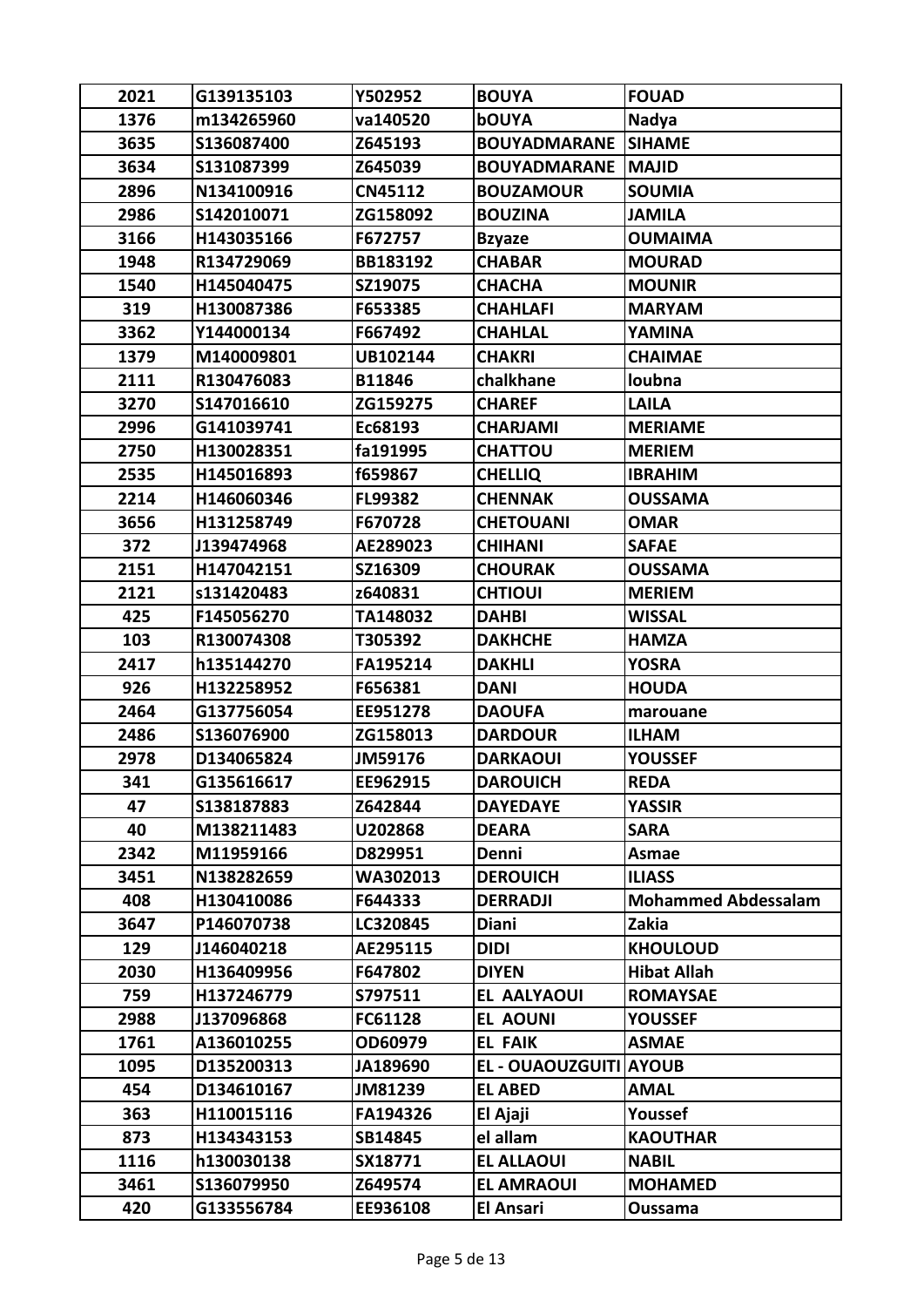| 2021 | G139135103 | Y502952 | BOUYA | FOUAD |
|---|---|---|---|---|
| 1376 | m134265960 | va140520 | bOUYA | Nadya |
| 3635 | S136087400 | Z645193 | BOUYADMARANE | SIHAME |
| 3634 | S131087399 | Z645039 | BOUYADMARANE | MAJID |
| 2896 | N134100916 | CN45112 | BOUZAMOUR | SOUMIA |
| 2986 | S142010071 | ZG158092 | BOUZINA | JAMILA |
| 3166 | H143035166 | F672757 | Bzyaze | OUMAIMA |
| 1948 | R134729069 | BB183192 | CHABAR | MOURAD |
| 1540 | H145040475 | SZ19075 | CHACHA | MOUNIR |
| 319 | H130087386 | F653385 | CHAHLAFI | MARYAM |
| 3362 | Y144000134 | F667492 | CHAHLAL | YAMINA |
| 1379 | M140009801 | UB102144 | CHAKRI | CHAIMAE |
| 2111 | R130476083 | B11846 | chalkhane | loubna |
| 3270 | S147016610 | ZG159275 | CHAREF | LAILA |
| 2996 | G141039741 | Ec68193 | CHARJAMI | MERIAME |
| 2750 | H130028351 | fa191995 | CHATTOU | MERIEM |
| 2535 | H145016893 | f659867 | CHELLIQ | IBRAHIM |
| 2214 | H146060346 | FL99382 | CHENNAK | OUSSAMA |
| 3656 | H131258749 | F670728 | CHETOUANI | OMAR |
| 372 | J139474968 | AE289023 | CHIHANI | SAFAE |
| 2151 | H147042151 | SZ16309 | CHOURAK | OUSSAMA |
| 2121 | s131420483 | z640831 | CHTIOUI | MERIEM |
| 425 | F145056270 | TA148032 | DAHBI | WISSAL |
| 103 | R130074308 | T305392 | DAKHCHE | HAMZA |
| 2417 | h135144270 | FA195214 | DAKHLI | YOSRA |
| 926 | H132258952 | F656381 | DANI | HOUDA |
| 2464 | G137756054 | EE951278 | DAOUFA | marouane |
| 2486 | S136076900 | ZG158013 | DARDOUR | ILHAM |
| 2978 | D134065824 | JM59176 | DARKAOUI | YOUSSEF |
| 341 | G135616617 | EE962915 | DAROUICH | REDA |
| 47 | S138187883 | Z642844 | DAYEDAYE | YASSIR |
| 40 | M138211483 | U202868 | DEARA | SARA |
| 2342 | M11959166 | D829951 | Denni | Asmae |
| 3451 | N138282659 | WA302013 | DEROUICH | ILIASS |
| 408 | H130410086 | F644333 | DERRADJI | Mohammed Abdessalam |
| 3647 | P146070738 | LC320845 | Diani | Zakia |
| 129 | J146040218 | AE295115 | DIDI | KHOULOUD |
| 2030 | H136409956 | F647802 | DIYEN | Hibat Allah |
| 759 | H137246779 | S797511 | EL AALYAOUI | ROMAYSAE |
| 2988 | J137096868 | FC61128 | EL AOUNI | YOUSSEF |
| 1761 | A136010255 | OD60979 | EL FAIK | ASMAE |
| 1095 | D135200313 | JA189690 | EL - OUAOUZGUITI | AYOUB |
| 454 | D134610167 | JM81239 | EL ABED | AMAL |
| 363 | H110015116 | FA194326 | El Ajaji | Youssef |
| 873 | H134343153 | SB14845 | el allam | KAOUTHAR |
| 1116 | h130030138 | SX18771 | EL ALLAOUI | NABIL |
| 3461 | S136079950 | Z649574 | EL AMRAOUI | MOHAMED |
| 420 | G133556784 | EE936108 | El Ansari | Oussama |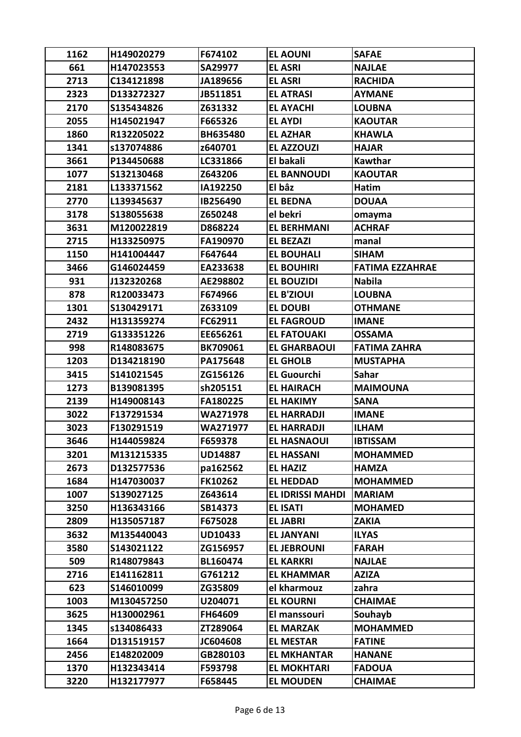| | | | | |
|---|---|---|---|---|
| 1162 | H149020279 | F674102 | EL AOUNI | SAFAE |
| 661 | H147023553 | SA29977 | EL ASRI | NAJLAE |
| 2713 | C134121898 | JA189656 | EL ASRI | RACHIDA |
| 2323 | D133272327 | JB511851 | EL ATRASI | AYMANE |
| 2170 | S135434826 | Z631332 | EL AYACHI | LOUBNA |
| 2055 | H145021947 | F665326 | EL AYDI | KAOUTAR |
| 1860 | R132205022 | BH635480 | EL AZHAR | KHAWLA |
| 1341 | s137074886 | z640701 | EL AZZOUZI | HAJAR |
| 3661 | P134450688 | LC331866 | El bakali | Kawthar |
| 1077 | S132130468 | Z643206 | EL BANNOUDI | KAOUTAR |
| 2181 | L133371562 | IA192250 | El bâz | Hatim |
| 2770 | L139345637 | IB256490 | EL BEDNA | DOUAA |
| 3178 | S138055638 | Z650248 | el bekri | omayma |
| 3631 | M120022819 | D868224 | EL BERHMANI | ACHRAF |
| 2715 | H133250975 | FA190970 | EL BEZAZI | manal |
| 1150 | H141004447 | F647644 | EL BOUHALI | SIHAM |
| 3466 | G146024459 | EA233638 | EL BOUHIRI | FATIMA EZZAHRAE |
| 931 | J132320268 | AE298802 | EL BOUZIDI | Nabila |
| 878 | R120033473 | F674966 | EL B'ZIOUI | LOUBNA |
| 1301 | S130429171 | Z633109 | EL DOUBI | OTHMANE |
| 2432 | H131359274 | FC62911 | EL FAGROUD | IMANE |
| 2719 | G133351226 | EE656261 | EL FATOUAKI | OSSAMA |
| 998 | R148083675 | BK709061 | EL GHARBAOUI | FATIMA ZAHRA |
| 1203 | D134218190 | PA175648 | EL GHOLB | MUSTAPHA |
| 3415 | S141021545 | ZG156126 | EL Guourchi | Sahar |
| 1273 | B139081395 | sh205151 | EL HAIRACH | MAIMOUNA |
| 2139 | H149008143 | FA180225 | EL HAKIMY | SANA |
| 3022 | F137291534 | WA271978 | EL HARRADJI | IMANE |
| 3023 | F130291519 | WA271977 | EL HARRADJI | ILHAM |
| 3646 | H144059824 | F659378 | EL HASNAOUI | IBTISSAM |
| 3201 | M131215335 | UD14887 | EL HASSANI | MOHAMMED |
| 2673 | D132577536 | pa162562 | EL HAZIZ | HAMZA |
| 1684 | H147030037 | FK10262 | EL HEDDAD | MOHAMMED |
| 1007 | S139027125 | Z643614 | EL IDRISSI MAHDI | MARIAM |
| 3250 | H136343166 | SB14373 | EL ISATI | MOHAMED |
| 2809 | H135057187 | F675028 | EL JABRI | ZAKIA |
| 3632 | M135440043 | UD10433 | EL JANYANI | ILYAS |
| 3580 | S143021122 | ZG156957 | EL JEBROUNI | FARAH |
| 509 | R148079843 | BL160474 | EL KARKRI | NAJLAE |
| 2716 | E141162811 | G761212 | EL KHAMMAR | AZIZA |
| 623 | S146010099 | ZG35809 | el kharmouz | zahra |
| 1003 | M130457250 | U204071 | EL KOURNI | CHAIMAE |
| 3625 | H130002961 | FH64609 | El manssouri | Souhayb |
| 1345 | s134086433 | ZT289064 | EL MARZAK | MOHAMMED |
| 1664 | D131519157 | JC604608 | EL MESTAR | FATINE |
| 2456 | E148202009 | GB280103 | EL MKHANTAR | HANANE |
| 1370 | H132343414 | F593798 | EL MOKHTARI | FADOUA |
| 3220 | H132177977 | F658445 | EL MOUDEN | CHAIMAE |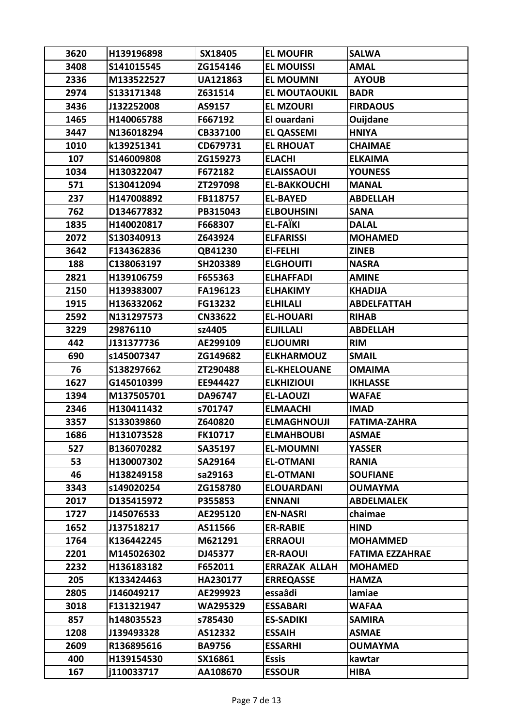| 3620 | H139196898 | SX18405 | EL MOUFIR | SALWA |
|---|---|---|---|---|
| 3408 | S141015545 | ZG154146 | EL MOUISSI | AMAL |
| 2336 | M133522527 | UA121863 | EL MOUMNI | AYOUB |
| 2974 | S133171348 | Z631514 | EL MOUTAOUKIL | BADR |
| 3436 | J132252008 | AS9157 | EL MZOURI | FIRDAOUS |
| 1465 | H140065788 | F667192 | El ouardani | Ouijdane |
| 3447 | N136018294 | CB337100 | EL QASSEMI | HNIYA |
| 1010 | k139251341 | CD679731 | EL RHOUAT | CHAIMAE |
| 107 | S146009808 | ZG159273 | ELACHI | ELKAIMA |
| 1034 | H130322047 | F672182 | ELAISSAOUI | YOUNESS |
| 571 | S130412094 | ZT297098 | EL-BAKKOUCHI | MANAL |
| 237 | H147008892 | FB118757 | EL-BAYED | ABDELLAH |
| 762 | D134677832 | PB315043 | ELBOUHSINI | SANA |
| 1835 | H140020817 | F668307 | EL-FAÏKI | DALAL |
| 2072 | S130340913 | Z643924 | ELFARISSI | MOHAMED |
| 3642 | F134362836 | QB41230 | El-FELHI | ZINEB |
| 188 | C138063197 | SH203389 | ELGHOUITI | NASRA |
| 2821 | H139106759 | F655363 | ELHAFFADI | AMINE |
| 2150 | H139383007 | FA196123 | ELHAKIMY | KHADIJA |
| 1915 | H136332062 | FG13232 | ELHILALI | ABDELFATTAH |
| 2592 | N131297573 | CN33622 | EL-HOUARI | RIHAB |
| 3229 | 29876110 | sz4405 | ELJILLALI | ABDELLAH |
| 442 | J131377736 | AE299109 | ELJOUMRI | RIM |
| 690 | s145007347 | ZG149682 | ELKHARMOUZ | SMAIL |
| 76 | S138297662 | ZT290488 | EL-KHELOUANE | OMAIMA |
| 1627 | G145010399 | EE944427 | ELKHIZIOUI | IKHLASSE |
| 1394 | M137505701 | DA96747 | EL-LAOUZI | WAFAE |
| 2346 | H130411432 | s701747 | ELMAACHI | IMAD |
| 3357 | S133039860 | Z640820 | ELMAGHNOUJI | FATIMA-ZAHRA |
| 1686 | H131073528 | FK10717 | ELMAHBOUBI | ASMAE |
| 527 | B136070282 | SA35197 | EL-MOUMNI | YASSER |
| 53 | H130007302 | SA29164 | EL-OTMANI | RANIA |
| 46 | H138249158 | sa29163 | EL-OTMANI | SOUFIANE |
| 3343 | s149020254 | ZG158780 | ELOUARDANI | OUMAYMA |
| 2017 | D135415972 | P355853 | ENNANI | ABDELMALEK |
| 1727 | J145076533 | AE295120 | EN-NASRI | chaimae |
| 1652 | J137518217 | AS11566 | ER-RABIE | HIND |
| 1764 | K136442245 | M621291 | ERRAOUI | MOHAMMED |
| 2201 | M145026302 | DJ45377 | ER-RAOUI | FATIMA EZZAHRAE |
| 2232 | H136183182 | F652011 | ERRAZAK ALLAH | MOHAMED |
| 205 | K133424463 | HA230177 | ERREQASSE | HAMZA |
| 2805 | J146049217 | AE299923 | essaâdi | lamiae |
| 3018 | F131321947 | WA295329 | ESSABARI | WAFAA |
| 857 | h148035523 | s785430 | ES-SADIKI | SAMIRA |
| 1208 | J139493328 | AS12332 | ESSAIH | ASMAE |
| 2609 | R136895616 | BA9756 | ESSARHI | OUMAYMA |
| 400 | H139154530 | SX16861 | Essis | kawtar |
| 167 | j110033717 | AA108670 | ESSOUR | HIBA |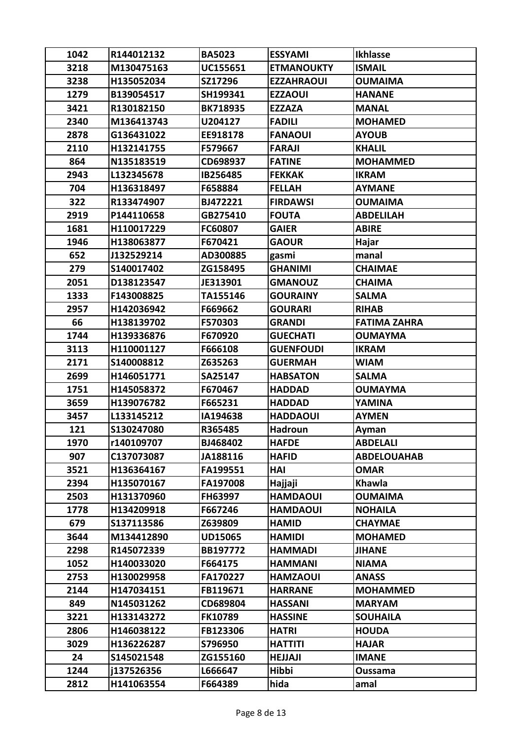| 1042 | R144012132 | BA5023 | ESSYAMI | Ikhlasse |
|---|---|---|---|---|
| 3218 | M130475163 | UC155651 | ETMANOUKTY | ISMAIL |
| 3238 | H135052034 | SZ17296 | EZZAHRAOUI | OUMAIMA |
| 1279 | B139054517 | SH199341 | EZZAOUI | HANANE |
| 3421 | R130182150 | BK718935 | EZZAZA | MANAL |
| 2340 | M136413743 | U204127 | FADILI | MOHAMED |
| 2878 | G136431022 | EE918178 | FANAOUI | AYOUB |
| 2110 | H132141755 | F579667 | FARAJI | KHALIL |
| 864 | N135183519 | CD698937 | FATINE | MOHAMMED |
| 2943 | L132345678 | IB256485 | FEKKAK | IKRAM |
| 704 | H136318497 | F658884 | FELLAH | AYMANE |
| 322 | R133474907 | BJ472221 | FIRDAWSI | OUMAIMA |
| 2919 | P144110658 | GB275410 | FOUTA | ABDELILAH |
| 1681 | H110017229 | FC60807 | GAIER | ABIRE |
| 1946 | H138063877 | F670421 | GAOUR | Hajar |
| 652 | J132529214 | AD300885 | gasmi | manal |
| 279 | S140017402 | ZG158495 | GHANIMI | CHAIMAE |
| 2051 | D138123547 | JE313901 | GMANOUZ | CHAIMA |
| 1333 | F143008825 | TA155146 | GOURAINY | SALMA |
| 2957 | H142036942 | F669662 | GOURARI | RIHAB |
| 66 | H138139702 | F570303 | GRANDI | FATIMA ZAHRA |
| 1744 | H139336876 | F670920 | GUECHATI | OUMAYMA |
| 3113 | H110001127 | F666108 | GUENFOUDI | IKRAM |
| 2171 | S140008812 | Z635263 | GUERMAH | WIAM |
| 2699 | H146051771 | SA25147 | HABSATON | SALMA |
| 1751 | H145058372 | F670467 | HADDAD | OUMAYMA |
| 3659 | H139076782 | F665231 | HADDAD | YAMINA |
| 3457 | L133145212 | IA194638 | HADDAOUI | AYMEN |
| 121 | S130247080 | R365485 | Hadroun | Ayman |
| 1970 | r140109707 | BJ468402 | HAFDE | ABDELALI |
| 907 | C137073087 | JA188116 | HAFID | ABDELOUAHAB |
| 3521 | H136364167 | FA199551 | HAI | OMAR |
| 2394 | H135070167 | FA197008 | Hajjaji | Khawla |
| 2503 | H131370960 | FH63997 | HAMDAOUI | OUMAIMA |
| 1778 | H134209918 | F667246 | HAMDAOUI | NOHAILA |
| 679 | S137113586 | Z639809 | HAMID | CHAYMAE |
| 3644 | M134412890 | UD15065 | HAMIDI | MOHAMED |
| 2298 | R145072339 | BB197772 | HAMMADI | JIHANE |
| 1052 | H140033020 | F664175 | HAMMANI | NIAMA |
| 2753 | H130029958 | FA170227 | HAMZAOUI | ANASS |
| 2144 | H147034151 | FB119671 | HARRANE | MOHAMMED |
| 849 | N145031262 | CD689804 | HASSANI | MARYAM |
| 3221 | H133143272 | FK10789 | HASSINE | SOUHAILA |
| 2806 | H146038122 | FB123306 | HATRI | HOUDA |
| 3029 | H136226287 | S796950 | HATTITI | HAJAR |
| 24 | S145021548 | ZG155160 | HEJJAJI | IMANE |
| 1244 | j137526356 | L666647 | Hibbi | Oussama |
| 2812 | H141063554 | F664389 | hida | amal |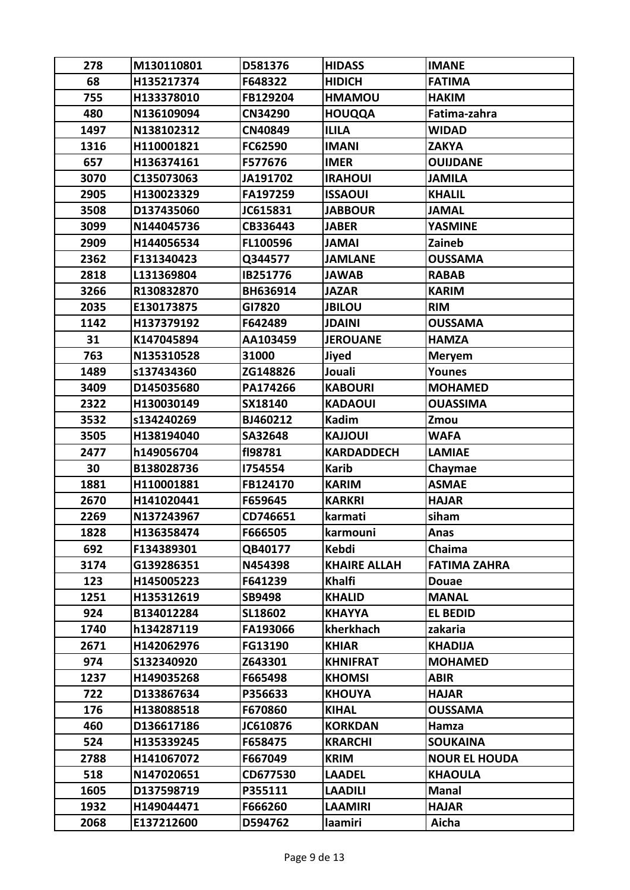| 278 | M130110801 | D581376 | HIDASS | IMANE |
|---|---|---|---|---|
| 68 | H135217374 | F648322 | HIDICH | FATIMA |
| 755 | H133378010 | FB129204 | HMAMOU | HAKIM |
| 480 | N136109094 | CN34290 | HOUQQA | Fatima-zahra |
| 1497 | N138102312 | CN40849 | ILILA | WIDAD |
| 1316 | H110001821 | FC62590 | IMANI | ZAKYA |
| 657 | H136374161 | F577676 | IMER | OUIJDANE |
| 3070 | C135073063 | JA191702 | IRAHOUI | JAMILA |
| 2905 | H130023329 | FA197259 | ISSAOUI | KHALIL |
| 3508 | D137435060 | JC615831 | JABBOUR | JAMAL |
| 3099 | N144045736 | CB336443 | JABER | YASMINE |
| 2909 | H144056534 | FL100596 | JAMAI | Zaineb |
| 2362 | F131340423 | Q344577 | JAMLANE | OUSSAMA |
| 2818 | L131369804 | IB251776 | JAWAB | RABAB |
| 3266 | R130832870 | BH636914 | JAZAR | KARIM |
| 2035 | E130173875 | GI7820 | JBILOU | RIM |
| 1142 | H137379192 | F642489 | JDAINI | OUSSAMA |
| 31 | K147045894 | AA103459 | JEROUANE | HAMZA |
| 763 | N135310528 | 31000 | Jiyed | Meryem |
| 1489 | s137434360 | ZG148826 | Jouali | Younes |
| 3409 | D145035680 | PA174266 | KABOURI | MOHAMED |
| 2322 | H130030149 | SX18140 | KADAOUI | OUASSIMA |
| 3532 | s134240269 | BJ460212 | Kadim | Zmou |
| 3505 | H138194040 | SA32648 | KAJJOUI | WAFA |
| 2477 | h149056704 | fl98781 | KARDADDECH | LAMIAE |
| 30 | B138028736 | I754554 | Karib | Chaymae |
| 1881 | H110001881 | FB124170 | KARIM | ASMAE |
| 2670 | H141020441 | F659645 | KARKRI | HAJAR |
| 2269 | N137243967 | CD746651 | karmati | siham |
| 1828 | H136358474 | F666505 | karmouni | Anas |
| 692 | F134389301 | QB40177 | Kebdi | Chaima |
| 3174 | G139286351 | N454398 | KHAIRE ALLAH | FATIMA ZAHRA |
| 123 | H145005223 | F641239 | Khalfi | Douae |
| 1251 | H135312619 | SB9498 | KHALID | MANAL |
| 924 | B134012284 | SL18602 | KHAYYA | EL BEDID |
| 1740 | h134287119 | FA193066 | kherkhach | zakaria |
| 2671 | H142062976 | FG13190 | KHIAR | KHADIJA |
| 974 | S132340920 | Z643301 | KHNIFRAT | MOHAMED |
| 1237 | H149035268 | F665498 | KHOMSI | ABIR |
| 722 | D133867634 | P356633 | KHOUYA | HAJAR |
| 176 | H138088518 | F670860 | KIHAL | OUSSAMA |
| 460 | D136617186 | JC610876 | KORKDAN | Hamza |
| 524 | H135339245 | F658475 | KRARCHI | SOUKAINA |
| 2788 | H141067072 | F667049 | KRIM | NOUR EL HOUDA |
| 518 | N147020651 | CD677530 | LAADEL | KHAOULA |
| 1605 | D137598719 | P355111 | LAADILI | Manal |
| 1932 | H149044471 | F666260 | LAAMIRI | HAJAR |
| 2068 | E137212600 | D594762 | laamiri | Aicha |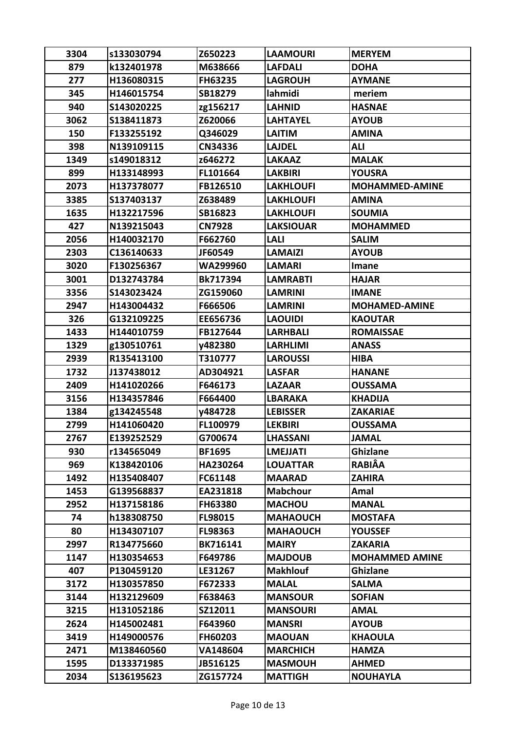| 3304 | s133030794 | Z650223 | LAAMOURI | MERYEM |
|---|---|---|---|---|
| 879 | k132401978 | M638666 | LAFDALI | DOHA |
| 277 | H136080315 | FH63235 | LAGROUH | AYMANE |
| 345 | H146015754 | SB18279 | lahmidi | meriem |
| 940 | S143020225 | zg156217 | LAHNID | HASNAE |
| 3062 | S138411873 | Z620066 | LAHTAYEL | AYOUB |
| 150 | F133255192 | Q346029 | LAITIM | AMINA |
| 398 | N139109115 | CN34336 | LAJDEL | ALI |
| 1349 | s149018312 | z646272 | LAKAAZ | MALAK |
| 899 | H133148993 | FL101664 | LAKBIRI | YOUSRA |
| 2073 | H137378077 | FB126510 | LAKHLOUFI | MOHAMMED-AMINE |
| 3385 | S137403137 | Z638489 | LAKHLOUFI | AMINA |
| 1635 | H132217596 | SB16823 | LAKHLOUFI | SOUMIA |
| 427 | N139215043 | CN7928 | LAKSIOUAR | MOHAMMED |
| 2056 | H140032170 | F662760 | LALI | SALIM |
| 2303 | C136140633 | JF60549 | LAMAIZI | AYOUB |
| 3020 | F130256367 | WA299960 | LAMARI | Imane |
| 3001 | D132743784 | Bk717394 | LAMRABTI | HAJAR |
| 3356 | S143023424 | ZG159060 | LAMRINI | IMANE |
| 2947 | H143004432 | F666506 | LAMRINI | MOHAMED-AMINE |
| 326 | G132109225 | EE656736 | LAOUIDI | KAOUTAR |
| 1433 | H144010759 | FB127644 | LARHBALI | ROMAISSAE |
| 1329 | g130510761 | y482380 | LARHLIMI | ANASS |
| 2939 | R135413100 | T310777 | LAROUSSI | HIBA |
| 1732 | J137438012 | AD304921 | LASFAR | HANANE |
| 2409 | H141020266 | F646173 | LAZAAR | OUSSAMA |
| 3156 | H134357846 | F664400 | LBARAKA | KHADIJA |
| 1384 | g134245548 | y484728 | LEBISSER | ZAKARIAE |
| 2799 | H141060420 | FL100979 | LEKBIRI | OUSSAMA |
| 2767 | E139252529 | G700674 | LHASSANI | JAMAL |
| 930 | r134565049 | BF1695 | LMEJJATI | Ghizlane |
| 969 | K138420106 | HA230264 | LOUATTAR | RABIÂA |
| 1492 | H135408407 | FC61148 | MAARAD | ZAHIRA |
| 1453 | G139568837 | EA231818 | Mabchour | Amal |
| 2952 | H137158186 | FH63380 | MACHOU | MANAL |
| 74 | h138308750 | FL98015 | MAHAOUCH | MOSTAFA |
| 80 | H134307107 | FL98363 | MAHAOUCH | YOUSSEF |
| 2997 | R134775660 | BK716141 | MAIRY | ZAKARIA |
| 1147 | H130354653 | F649786 | MAJDOUB | MOHAMMED AMINE |
| 407 | P130459120 | LE31267 | Makhlouf | Ghizlane |
| 3172 | H130357850 | F672333 | MALAL | SALMA |
| 3144 | H132129609 | F638463 | MANSOUR | SOFIAN |
| 3215 | H131052186 | SZ12011 | MANSOURI | AMAL |
| 2624 | H145002481 | F643960 | MANSRI | AYOUB |
| 3419 | H149000576 | FH60203 | MAOUAN | KHAOULA |
| 2471 | M138460560 | VA148604 | MARCHICH | HAMZA |
| 1595 | D133371985 | JB516125 | MASMOUH | AHMED |
| 2034 | S136195623 | ZG157724 | MATTIGH | NOUHAYLA |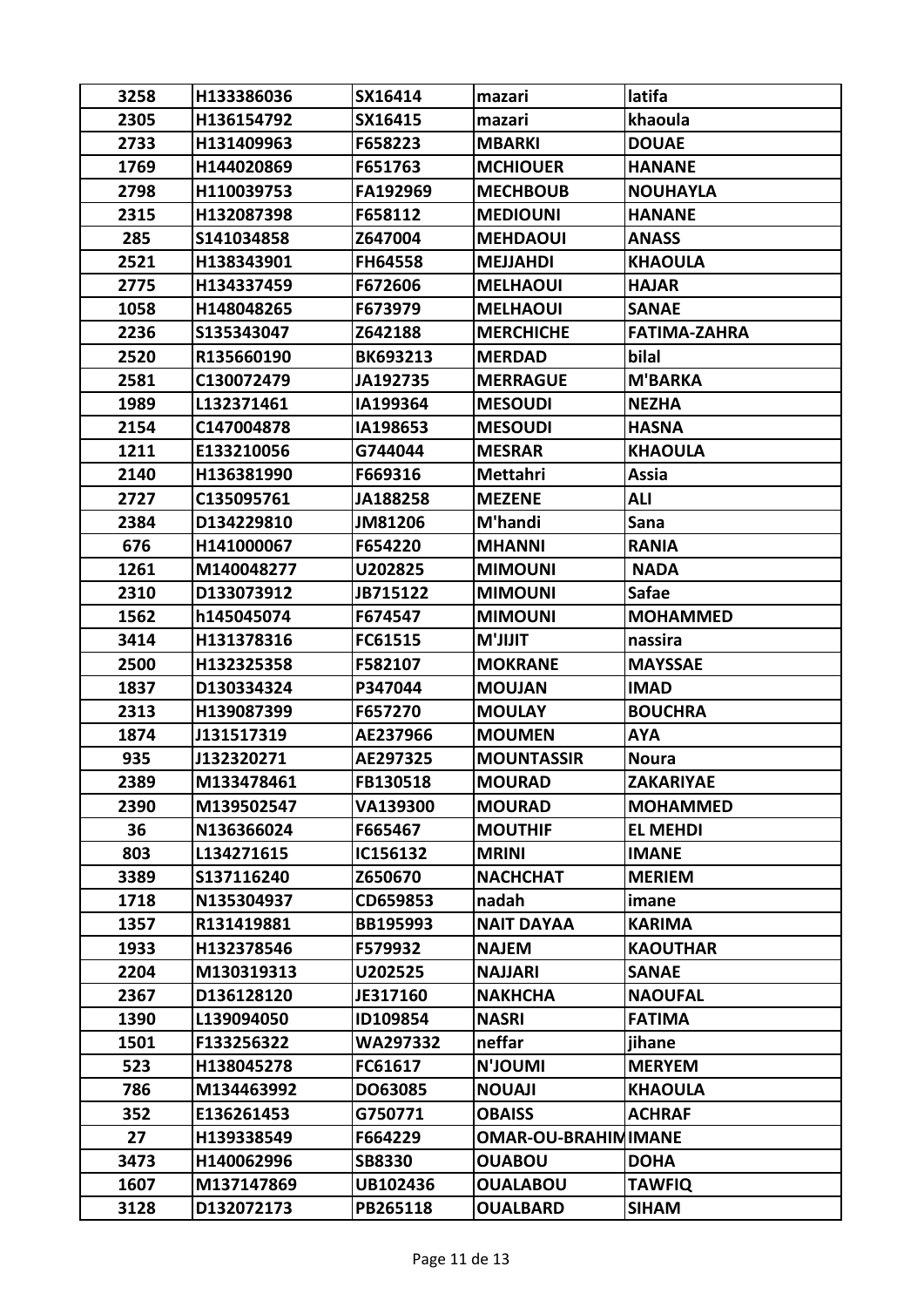| 3258 | H133386036 | SX16414 | mazari | latifa |
|---|---|---|---|---|
| 2305 | H136154792 | SX16415 | mazari | khaoula |
| 2733 | H131409963 | F658223 | MBARKI | DOUAE |
| 1769 | H144020869 | F651763 | MCHIOUER | HANANE |
| 2798 | H110039753 | FA192969 | MECHBOUB | NOUHAYLA |
| 2315 | H132087398 | F658112 | MEDIOUNI | HANANE |
| 285 | S141034858 | Z647004 | MEHDAOUI | ANASS |
| 2521 | H138343901 | FH64558 | MEJJAHDI | KHAOULA |
| 2775 | H134337459 | F672606 | MELHAOUI | HAJAR |
| 1058 | H148048265 | F673979 | MELHAOUI | SANAE |
| 2236 | S135343047 | Z642188 | MERCHICHE | FATIMA-ZAHRA |
| 2520 | R135660190 | BK693213 | MERDAD | bilal |
| 2581 | C130072479 | JA192735 | MERRAGUE | M'BARKA |
| 1989 | L132371461 | IA199364 | MESOUDI | NEZHA |
| 2154 | C147004878 | IA198653 | MESOUDI | HASNA |
| 1211 | E133210056 | G744044 | MESRAR | KHAOULA |
| 2140 | H136381990 | F669316 | Mettahri | Assia |
| 2727 | C135095761 | JA188258 | MEZENE | ALI |
| 2384 | D134229810 | JM81206 | M'handi | Sana |
| 676 | H141000067 | F654220 | MHANNI | RANIA |
| 1261 | M140048277 | U202825 | MIMOUNI | NADA |
| 2310 | D133073912 | JB715122 | MIMOUNI | Safae |
| 1562 | h145045074 | F674547 | MIMOUNI | MOHAMMED |
| 3414 | H131378316 | FC61515 | M'JIJIT | nassira |
| 2500 | H132325358 | F582107 | MOKRANE | MAYSSAE |
| 1837 | D130334324 | P347044 | MOUJAN | IMAD |
| 2313 | H139087399 | F657270 | MOULAY | BOUCHRA |
| 1874 | J131517319 | AE237966 | MOUMEN | AYA |
| 935 | J132320271 | AE297325 | MOUNTASSIR | Noura |
| 2389 | M133478461 | FB130518 | MOURAD | ZAKARIYAE |
| 2390 | M139502547 | VA139300 | MOURAD | MOHAMMED |
| 36 | N136366024 | F665467 | MOUTHIF | EL MEHDI |
| 803 | L134271615 | IC156132 | MRINI | IMANE |
| 3389 | S137116240 | Z650670 | NACHCHAT | MERIEM |
| 1718 | N135304937 | CD659853 | nadah | imane |
| 1357 | R131419881 | BB195993 | NAIT DAYAA | KARIMA |
| 1933 | H132378546 | F579932 | NAJEM | KAOUTHAR |
| 2204 | M130319313 | U202525 | NAJJARI | SANAE |
| 2367 | D136128120 | JE317160 | NAKHCHA | NAOUFAL |
| 1390 | L139094050 | ID109854 | NASRI | FATIMA |
| 1501 | F133256322 | WA297332 | neffar | jihane |
| 523 | H138045278 | FC61617 | N'JOUMI | MERYEM |
| 786 | M134463992 | DO63085 | NOUAJI | KHAOULA |
| 352 | E136261453 | G750771 | OBAISS | ACHRAF |
| 27 | H139338549 | F664229 | OMAR-OU-BRAHIM | IMANE |
| 3473 | H140062996 | SB8330 | OUABOU | DOHA |
| 1607 | M137147869 | UB102436 | OUALABOU | TAWFIQ |
| 3128 | D132072173 | PB265118 | OUALBARD | SIHAM |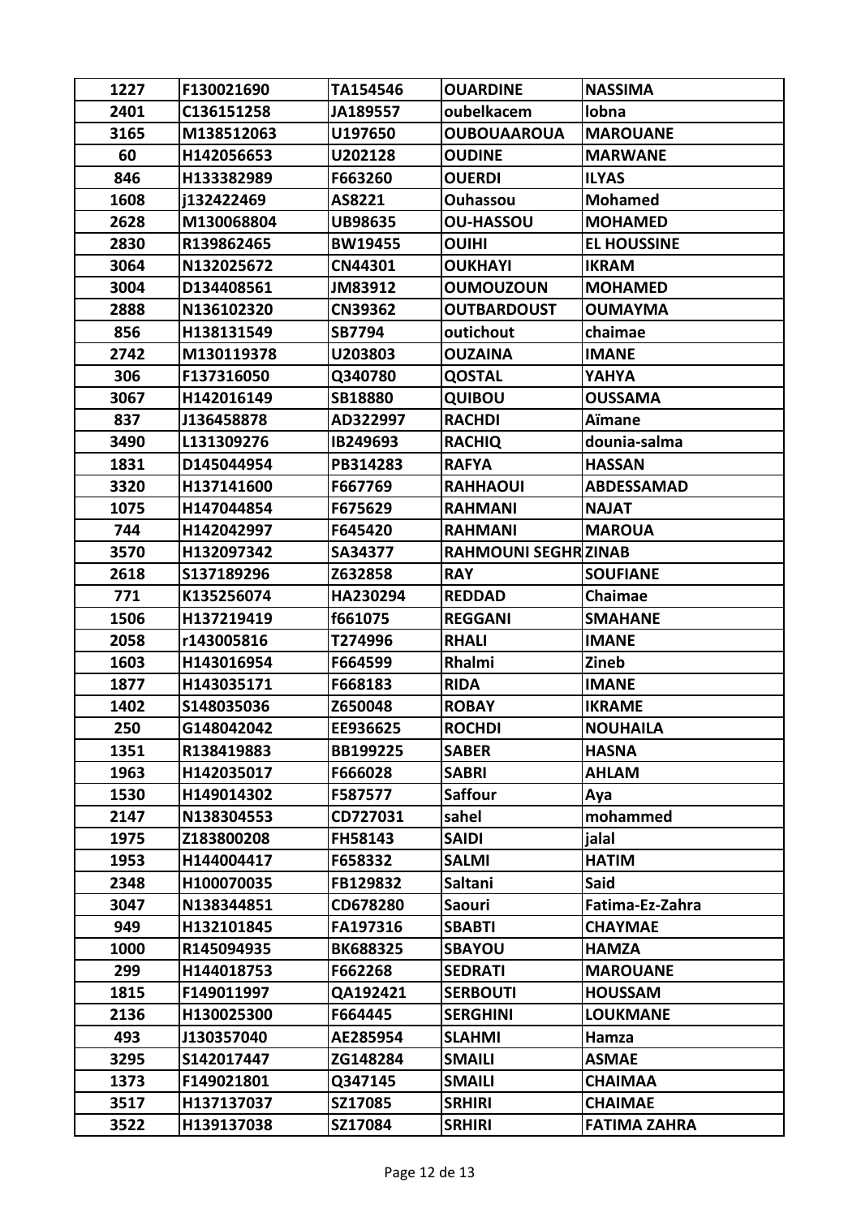| 1227 | F130021690 | TA154546 | OUARDINE | NASSIMA |
|---|---|---|---|---|
| 2401 | C136151258 | JA189557 | oubelkacem | lobna |
| 3165 | M138512063 | U197650 | OUBOUAAROUA | MAROUANE |
| 60 | H142056653 | U202128 | OUDINE | MARWANE |
| 846 | H133382989 | F663260 | OUERDI | ILYAS |
| 1608 | j132422469 | AS8221 | Ouhassou | Mohamed |
| 2628 | M130068804 | UB98635 | OU-HASSOU | MOHAMED |
| 2830 | R139862465 | BW19455 | OUIHI | EL HOUSSINE |
| 3064 | N132025672 | CN44301 | OUKHAYI | IKRAM |
| 3004 | D134408561 | JM83912 | OUMOUZOUN | MOHAMED |
| 2888 | N136102320 | CN39362 | OUTBARDOUST | OUMAYMA |
| 856 | H138131549 | SB7794 | outichout | chaimae |
| 2742 | M130119378 | U203803 | OUZAINA | IMANE |
| 306 | F137316050 | Q340780 | QOSTAL | YAHYA |
| 3067 | H142016149 | SB18880 | QUIBOU | OUSSAMA |
| 837 | J136458878 | AD322997 | RACHDI | Aïmane |
| 3490 | L131309276 | IB249693 | RACHIQ | dounia-salma |
| 1831 | D145044954 | PB314283 | RAFYA | HASSAN |
| 3320 | H137141600 | F667769 | RAHHAOUI | ABDESSAMAD |
| 1075 | H147044854 | F675629 | RAHMANI | NAJAT |
| 744 | H142042997 | F645420 | RAHMANI | MAROUA |
| 3570 | H132097342 | SA34377 | RAHMOUNI SEGHR | ZINAB |
| 2618 | S137189296 | Z632858 | RAY | SOUFIANE |
| 771 | K135256074 | HA230294 | REDDAD | Chaimae |
| 1506 | H137219419 | f661075 | REGGANI | SMAHANE |
| 2058 | r143005816 | T274996 | RHALI | IMANE |
| 1603 | H143016954 | F664599 | Rhalmi | Zineb |
| 1877 | H143035171 | F668183 | RIDA | IMANE |
| 1402 | S148035036 | Z650048 | ROBAY | IKRAME |
| 250 | G148042042 | EE936625 | ROCHDI | NOUHAILA |
| 1351 | R138419883 | BB199225 | SABER | HASNA |
| 1963 | H142035017 | F666028 | SABRI | AHLAM |
| 1530 | H149014302 | F587577 | Saffour | Aya |
| 2147 | N138304553 | CD727031 | sahel | mohammed |
| 1975 | Z183800208 | FH58143 | SAIDI | jalal |
| 1953 | H144004417 | F658332 | SALMI | HATIM |
| 2348 | H100070035 | FB129832 | Saltani | Said |
| 3047 | N138344851 | CD678280 | Saouri | Fatima-Ez-Zahra |
| 949 | H132101845 | FA197316 | SBABTI | CHAYMAE |
| 1000 | R145094935 | BK688325 | SBAYOU | HAMZA |
| 299 | H144018753 | F662268 | SEDRATI | MAROUANE |
| 1815 | F149011997 | QA192421 | SERBOUTI | HOUSSAM |
| 2136 | H130025300 | F664445 | SERGHINI | LOUKMANE |
| 493 | J130357040 | AE285954 | SLAHMI | Hamza |
| 3295 | S142017447 | ZG148284 | SMAILI | ASMAE |
| 1373 | F149021801 | Q347145 | SMAILI | CHAIMAA |
| 3517 | H137137037 | SZ17085 | SRHIRI | CHAIMAE |
| 3522 | H139137038 | SZ17084 | SRHIRI | FATIMA ZAHRA |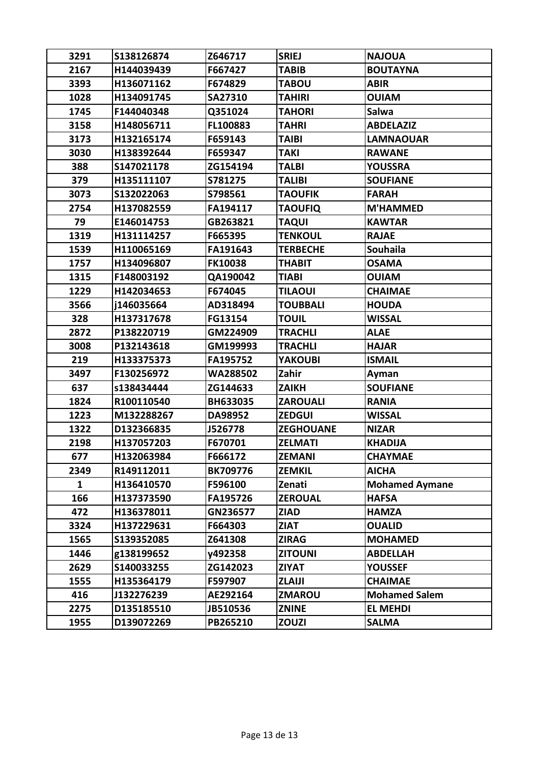| | | | | |
|---|---|---|---|---|
| 3291 | S138126874 | Z646717 | SRIEJ | NAJOUA |
| 2167 | H144039439 | F667427 | TABIB | BOUTAYNA |
| 3393 | H136071162 | F674829 | TABOU | ABIR |
| 1028 | H134091745 | SA27310 | TAHIRI | OUIAM |
| 1745 | F144040348 | Q351024 | TAHORI | Salwa |
| 3158 | H148056711 | FL100883 | TAHRI | ABDELAZIZ |
| 3173 | H132165174 | F659143 | TAIBI | LAMNAOUAR |
| 3030 | H138392644 | F659347 | TAKI | RAWANE |
| 388 | S147021178 | ZG154194 | TALBI | YOUSSRA |
| 379 | H135111107 | S781275 | TALIBI | SOUFIANE |
| 3073 | S132022063 | S798561 | TAOUFIK | FARAH |
| 2754 | H137082559 | FA194117 | TAOUFIQ | M'HAMMED |
| 79 | E146014753 | GB263821 | TAQUI | KAWTAR |
| 1319 | H131114257 | F665395 | TENKOUL | RAJAE |
| 1539 | H110065169 | FA191643 | TERBECHE | Souhaila |
| 1757 | H134096807 | FK10038 | THABIT | OSAMA |
| 1315 | F148003192 | QA190042 | TIABI | OUIAM |
| 1229 | H142034653 | F674045 | TILAOUI | CHAIMAE |
| 3566 | j146035664 | AD318494 | TOUBBALI | HOUDA |
| 328 | H137317678 | FG13154 | TOUIL | WISSAL |
| 2872 | P138220719 | GM224909 | TRACHLI | ALAE |
| 3008 | P132143618 | GM199993 | TRACHLI | HAJAR |
| 219 | H133375373 | FA195752 | YAKOUBI | ISMAIL |
| 3497 | F130256972 | WA288502 | Zahir | Ayman |
| 637 | s138434444 | ZG144633 | ZAIKH | SOUFIANE |
| 1824 | R100110540 | BH633035 | ZAROUALI | RANIA |
| 1223 | M132288267 | DA98952 | ZEDGUI | WISSAL |
| 1322 | D132366835 | J526778 | ZEGHOUANE | NIZAR |
| 2198 | H137057203 | F670701 | ZELMATI | KHADIJA |
| 677 | H132063984 | F666172 | ZEMANI | CHAYMAE |
| 2349 | R149112011 | BK709776 | ZEMKIL | AICHA |
| 1 | H136410570 | F596100 | Zenati | Mohamed Aymane |
| 166 | H137373590 | FA195726 | ZEROUAL | HAFSA |
| 472 | H136378011 | GN236577 | ZIAD | HAMZA |
| 3324 | H137229631 | F664303 | ZIAT | OUALID |
| 1565 | S139352085 | Z641308 | ZIRAG | MOHAMED |
| 1446 | g138199652 | y492358 | ZITOUNI | ABDELLAH |
| 2629 | S140033255 | ZG142023 | ZIYAT | YOUSSEF |
| 1555 | H135364179 | F597907 | ZLAIJI | CHAIMAE |
| 416 | J132276239 | AE292164 | ZMAROU | Mohamed Salem |
| 2275 | D135185510 | JB510536 | ZNINE | EL MEHDI |
| 1955 | D139072269 | PB265210 | ZOUZI | SALMA |